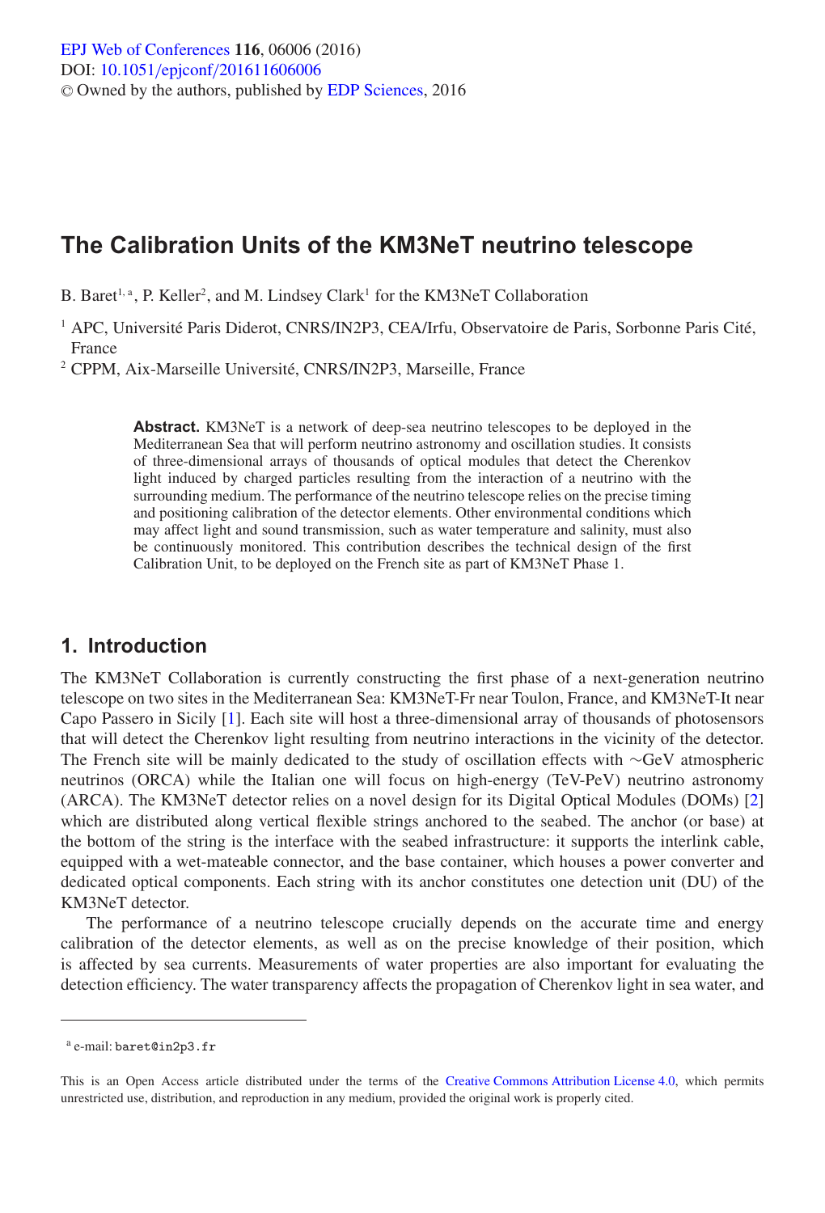# The Calibration Units of the KM3NeT neutrino telescope

B. Baret[1,a], P. Keller[2], and M. Lindsey Clark[1] for the KM3NeT Collaboration

[1] APC, Université Paris Diderot, CNRS/IN2P3, CEA/Irfu, Observatoire de Paris, Sorbonne Paris Cité, France

[2] CPPM, Aix-Marseille Université, CNRS/IN2P3, Marseille, France

**Abstract.** KM3NeT is a network of deep-sea neutrino telescopes to be deployed in the Mediterranean Sea that will perform neutrino astronomy and oscillation studies. It consists of three-dimensional arrays of thousands of optical modules that detect the Cherenkov light induced by charged particles resulting from the interaction of a neutrino with the surrounding medium. The performance of the neutrino telescope relies on the precise timing and positioning calibration of the detector elements. Other environmental conditions which may affect light and sound transmission, such as water temperature and salinity, must also be continuously monitored. This contribution describes the technical design of the first Calibration Unit, to be deployed on the French site as part of KM3NeT Phase 1.

## 1. Introduction

The KM3NeT Collaboration is currently constructing the first phase of a next-generation neutrino telescope on two sites in the Mediterranean Sea: KM3NeT-Fr near Toulon, France, and KM3NeT-It near Capo Passero in Sicily [1]. Each site will host a three-dimensional array of thousands of photosensors that will detect the Cherenkov light resulting from neutrino interactions in the vicinity of the detector. The French site will be mainly dedicated to the study of oscillation effects with ~GeV atmospheric neutrinos (ORCA) while the Italian one will focus on high-energy (TeV-PeV) neutrino astronomy (ARCA). The KM3NeT detector relies on a novel design for its Digital Optical Modules (DOMs) [2] which are distributed along vertical flexible strings anchored to the seabed. The anchor (or base) at the bottom of the string is the interface with the seabed infrastructure: it supports the interlink cable, equipped with a wet-mateable connector, and the base container, which houses a power converter and dedicated optical components. Each string with its anchor constitutes one detection unit (DU) of the KM3NeT detector.

The performance of a neutrino telescope crucially depends on the accurate time and energy calibration of the detector elements, as well as on the precise knowledge of their position, which is affected by sea currents. Measurements of water properties are also important for evaluating the detection efficiency. The water transparency affects the propagation of Cherenkov light in sea water, and

[a] e-mail: baret@in2p3.fr

This is an Open Access article distributed under the terms of the Creative Commons Attribution License 4.0, which permits unrestricted use, distribution, and reproduction in any medium, provided the original work is properly cited.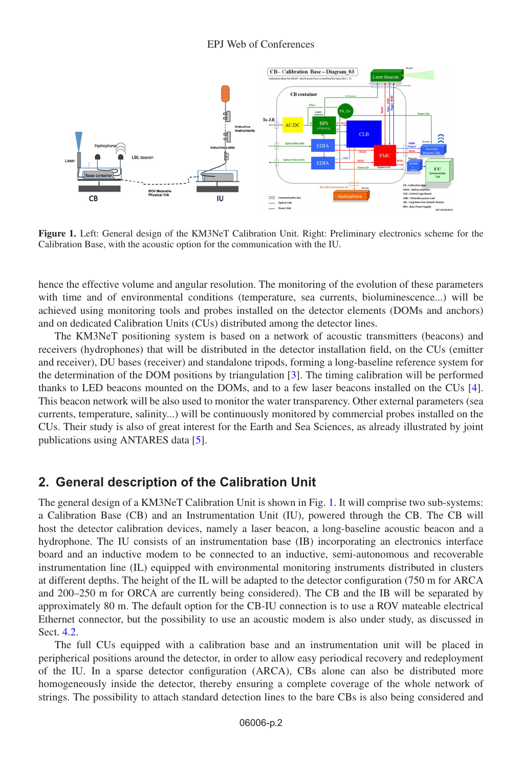**Figure 1.** Left: General design of the KM3NeT Calibration Unit. Right: Preliminary electronics scheme for the Calibration Base, with the acoustic option for the communication with the IU.

hence the effective volume and angular resolution. The monitoring of the evolution of these parameters with time and of environmental conditions (temperature, sea currents, bioluminescence...) will be achieved using monitoring tools and probes installed on the detector elements (DOMs and anchors) and on dedicated Calibration Units (CUs) distributed among the detector lines.

The KM3NeT positioning system is based on a network of acoustic transmitters (beacons) and receivers (hydrophones) that will be distributed in the detector installation field, on the CUs (emitter and receiver), DU bases (receiver) and standalone tripods, forming a long-baseline reference system for the determination of the DOM positions by triangulation [3]. The timing calibration will be performed thanks to LED beacons mounted on the DOMs, and to a few laser beacons installed on the CUs [4]. This beacon network will be also used to monitor the water transparency. Other external parameters (sea currents, temperature, salinity...) will be continuously monitored by commercial probes installed on the CUs. Their study is also of great interest for the Earth and Sea Sciences, as already illustrated by joint publications using ANTARES data [5].

## 2. General description of the Calibration Unit

The general design of a KM3NeT Calibration Unit is shown in Fig. 1. It will comprise two sub-systems: a Calibration Base (CB) and an Instrumentation Unit (IU), powered through the CB. The CB will host the detector calibration devices, namely a laser beacon, a long-baseline acoustic beacon and a hydrophone. The IU consists of an instrumentation base (IB) incorporating an electronics interface board and an inductive modem to be connected to an inductive, semi-autonomous and recoverable instrumentation line (IL) equipped with environmental monitoring instruments distributed in clusters at different depths. The height of the IL will be adapted to the detector configuration (750 m for ARCA and 200–250 m for ORCA are currently being considered). The CB and the IB will be separated by approximately 80 m. The default option for the CB-IU connection is to use a ROV mateable electrical Ethernet connector, but the possibility to use an acoustic modem is also under study, as discussed in Sect. 4.2.

The full CUs equipped with a calibration base and an instrumentation unit will be placed in peripherical positions around the detector, in order to allow easy periodical recovery and redeployment of the IU. In a sparse detector configuration (ARCA), CBs alone can also be distributed more homogeneously inside the detector, thereby ensuring a complete coverage of the whole network of strings. The possibility to attach standard detection lines to the bare CBs is also being considered and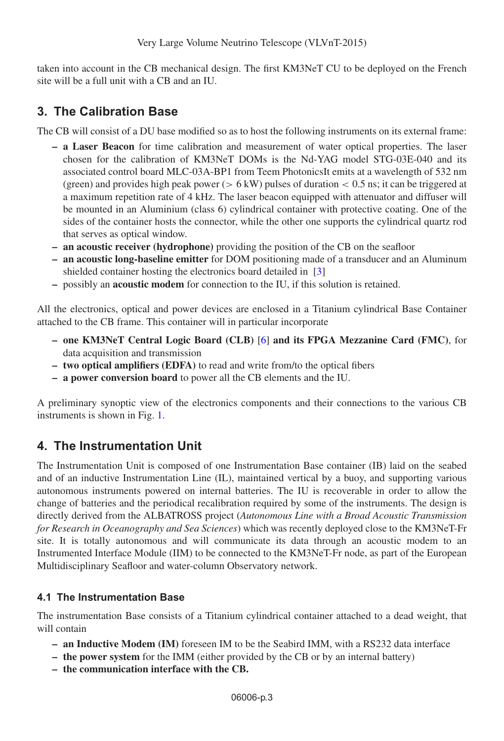taken into account in the CB mechanical design. The first KM3NeT CU to be deployed on the French site will be a full unit with a CB and an IU.

## 3. The Calibration Base

The CB will consist of a DU base modified so as to host the following instruments on its external frame:

- **a Laser Beacon** for time calibration and measurement of water optical properties. The laser chosen for the calibration of KM3NeT DOMs is the Nd-YAG model STG-03E-040 and its associated control board MLC-03A-BP1 from Teem PhotonicsIt emits at a wavelength of 532 nm (green) and provides high peak power (> 6 kW) pulses of duration < 0.5 ns; it can be triggered at a maximum repetition rate of 4 kHz. The laser beacon equipped with attenuator and diffuser will be mounted in an Aluminium (class 6) cylindrical container with protective coating. One of the sides of the container hosts the connector, while the other one supports the cylindrical quartz rod that serves as optical window.
- **an acoustic receiver (hydrophone)** providing the position of the CB on the seafloor
- **an acoustic long-baseline emitter** for DOM positioning made of a transducer and an Aluminum shielded container hosting the electronics board detailed in [3]
- possibly an **acoustic modem** for connection to the IU, if this solution is retained.

All the electronics, optical and power devices are enclosed in a Titanium cylindrical Base Container attached to the CB frame. This container will in particular incorporate

- **one KM3NeT Central Logic Board (CLB)** [6] **and its FPGA Mezzanine Card (FMC)**, for data acquisition and transmission
- **two optical amplifiers (EDFA)** to read and write from/to the optical fibers
- **a power conversion board** to power all the CB elements and the IU.

A preliminary synoptic view of the electronics components and their connections to the various CB instruments is shown in Fig. 1.

## 4. The Instrumentation Unit

The Instrumentation Unit is composed of one Instrumentation Base container (IB) laid on the seabed and of an inductive Instrumentation Line (IL), maintained vertical by a buoy, and supporting various autonomous instruments powered on internal batteries. The IU is recoverable in order to allow the change of batteries and the periodical recalibration required by some of the instruments. The design is directly derived from the ALBATROSS project (*Autonomous Line with a Broad Acoustic Transmission for Research in Oceanography and Sea Sciences*) which was recently deployed close to the KM3NeT-Fr site. It is totally autonomous and will communicate its data through an acoustic modem to an Instrumented Interface Module (IIM) to be connected to the KM3NeT-Fr node, as part of the European Multidisciplinary Seafloor and water-column Observatory network.

### 4.1 The Instrumentation Base

The instrumentation Base consists of a Titanium cylindrical container attached to a dead weight, that will contain

- **an Inductive Modem (IM)** foreseen IM to be the Seabird IMM, with a RS232 data interface
- **the power system** for the IMM (either provided by the CB or by an internal battery)
- **the communication interface with the CB.**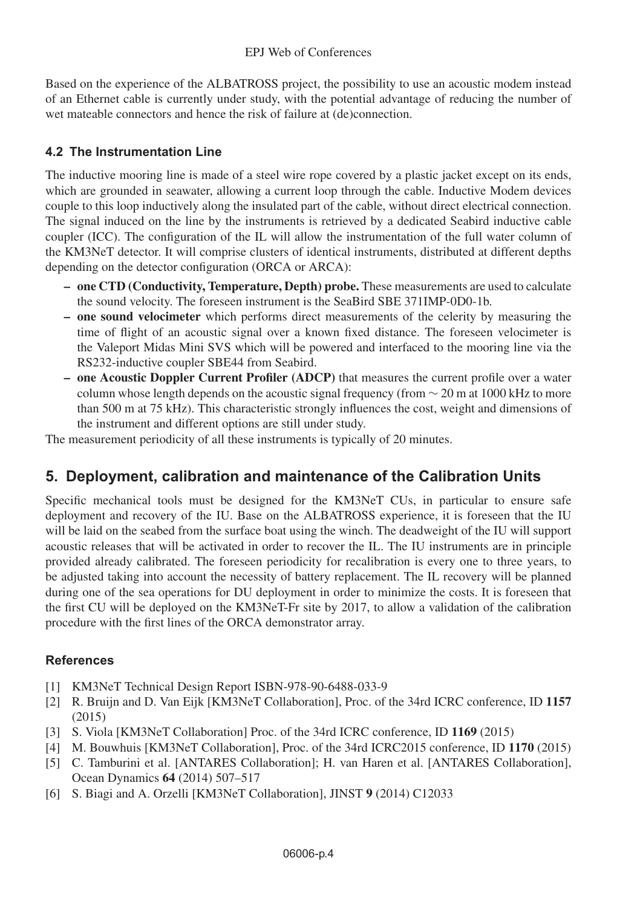Based on the experience of the ALBATROSS project, the possibility to use an acoustic modem instead of an Ethernet cable is currently under study, with the potential advantage of reducing the number of wet mateable connectors and hence the risk of failure at (de)connection.

### 4.2 The Instrumentation Line

The inductive mooring line is made of a steel wire rope covered by a plastic jacket except on its ends, which are grounded in seawater, allowing a current loop through the cable. Inductive Modem devices couple to this loop inductively along the insulated part of the cable, without direct electrical connection. The signal induced on the line by the instruments is retrieved by a dedicated Seabird inductive cable coupler (ICC). The configuration of the IL will allow the instrumentation of the full water column of the KM3NeT detector. It will comprise clusters of identical instruments, distributed at different depths depending on the detector configuration (ORCA or ARCA):

- **one CTD (Conductivity, Temperature, Depth) probe.** These measurements are used to calculate the sound velocity. The foreseen instrument is the SeaBird SBE 371IMP-0D0-1b.
- **one sound velocimeter** which performs direct measurements of the celerity by measuring the time of flight of an acoustic signal over a known fixed distance. The foreseen velocimeter is the Valeport Midas Mini SVS which will be powered and interfaced to the mooring line via the RS232-inductive coupler SBE44 from Seabird.
- **one Acoustic Doppler Current Profiler (ADCP)** that measures the current profile over a water column whose length depends on the acoustic signal frequency (from $\sim 20$ m at 1000 kHz to more than 500 m at 75 kHz). This characteristic strongly influences the cost, weight and dimensions of the instrument and different options are still under study.

The measurement periodicity of all these instruments is typically of 20 minutes.

## 5. Deployment, calibration and maintenance of the Calibration Units

Specific mechanical tools must be designed for the KM3NeT CUs, in particular to ensure safe deployment and recovery of the IU. Base on the ALBATROSS experience, it is foreseen that the IU will be laid on the seabed from the surface boat using the winch. The deadweight of the IU will support acoustic releases that will be activated in order to recover the IL. The IU instruments are in principle provided already calibrated. The foreseen periodicity for recalibration is every one to three years, to be adjusted taking into account the necessity of battery replacement. The IL recovery will be planned during one of the sea operations for DU deployment in order to minimize the costs. It is foreseen that the first CU will be deployed on the KM3NeT-Fr site by 2017, to allow a validation of the calibration procedure with the first lines of the ORCA demonstrator array.

### References

[1] KM3NeT Technical Design Report ISBN-978-90-6488-033-9

[2] R. Bruijn and D. Van Eijk [KM3NeT Collaboration], Proc. of the 34rd ICRC conference, ID **1157** (2015)

[3] S. Viola [KM3NeT Collaboration] Proc. of the 34rd ICRC conference, ID **1169** (2015)

[4] M. Bouwhuis [KM3NeT Collaboration], Proc. of the 34rd ICRC2015 conference, ID **1170** (2015)

[5] C. Tamburini et al. [ANTARES Collaboration]; H. van Haren et al. [ANTARES Collaboration], Ocean Dynamics **64** (2014) 507–517

[6] S. Biagi and A. Orzelli [KM3NeT Collaboration], JINST **9** (2014) C12033